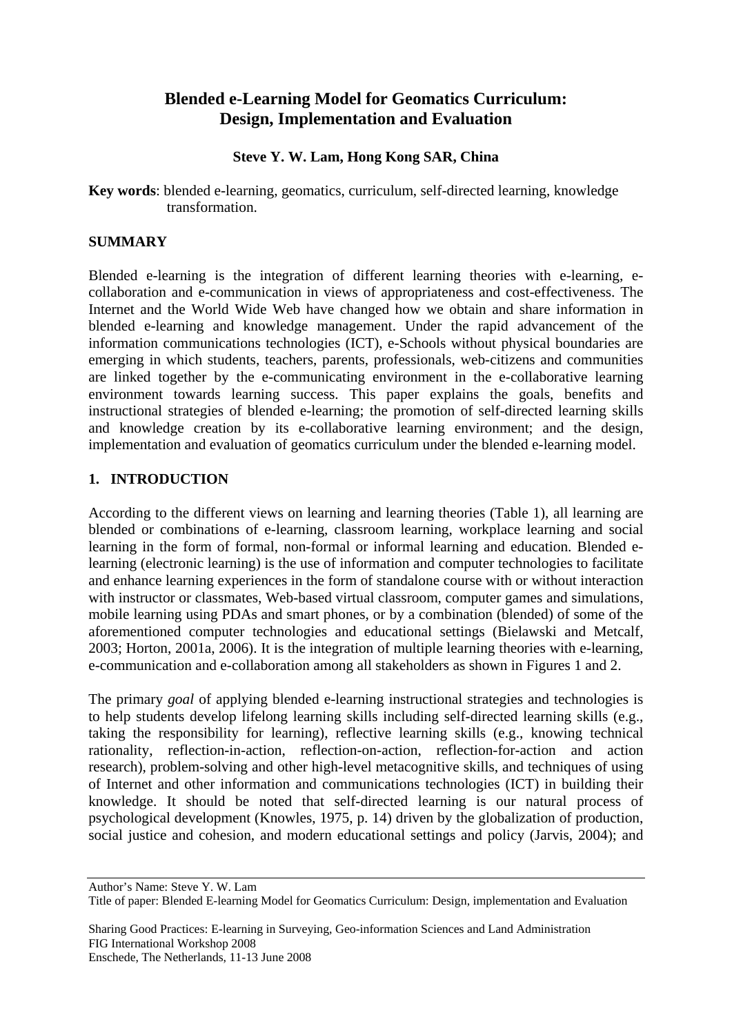# Blended e-Learning Model for Geomatics Curriculum: Design, Implementation and Evaluation

**Steve Y. W. Lam, Hong Kong SAR, China**

**Key words**: blended e-learning, geomatics, curriculum, self-directed learning, knowledge transformation.

## SUMMARY

Blended e-learning is the integration of different learning theories with e-learning, e-collaboration and e-communication in views of appropriateness and cost-effectiveness. The Internet and the World Wide Web have changed how we obtain and share information in blended e-learning and knowledge management. Under the rapid advancement of the information communications technologies (ICT), e-Schools without physical boundaries are emerging in which students, teachers, parents, professionals, web-citizens and communities are linked together by the e-communicating environment in the e-collaborative learning environment towards learning success. This paper explains the goals, benefits and instructional strategies of blended e-learning; the promotion of self-directed learning skills and knowledge creation by its e-collaborative learning environment; and the design, implementation and evaluation of geomatics curriculum under the blended e-learning model.

## 1. INTRODUCTION

According to the different views on learning and learning theories (Table 1), all learning are blended or combinations of e-learning, classroom learning, workplace learning and social learning in the form of formal, non-formal or informal learning and education. Blended e-learning (electronic learning) is the use of information and computer technologies to facilitate and enhance learning experiences in the form of standalone course with or without interaction with instructor or classmates, Web-based virtual classroom, computer games and simulations, mobile learning using PDAs and smart phones, or by a combination (blended) of some of the aforementioned computer technologies and educational settings (Bielawski and Metcalf, 2003; Horton, 2001a, 2006). It is the integration of multiple learning theories with e-learning, e-communication and e-collaboration among all stakeholders as shown in Figures 1 and 2.

The primary *goal* of applying blended e-learning instructional strategies and technologies is to help students develop lifelong learning skills including self-directed learning skills (e.g., taking the responsibility for learning), reflective learning skills (e.g., knowing technical rationality, reflection-in-action, reflection-on-action, reflection-for-action and action research), problem-solving and other high-level metacognitive skills, and techniques of using of Internet and other information and communications technologies (ICT) in building their knowledge. It should be noted that self-directed learning is our natural process of psychological development (Knowles, 1975, p. 14) driven by the globalization of production, social justice and cohesion, and modern educational settings and policy (Jarvis, 2004); and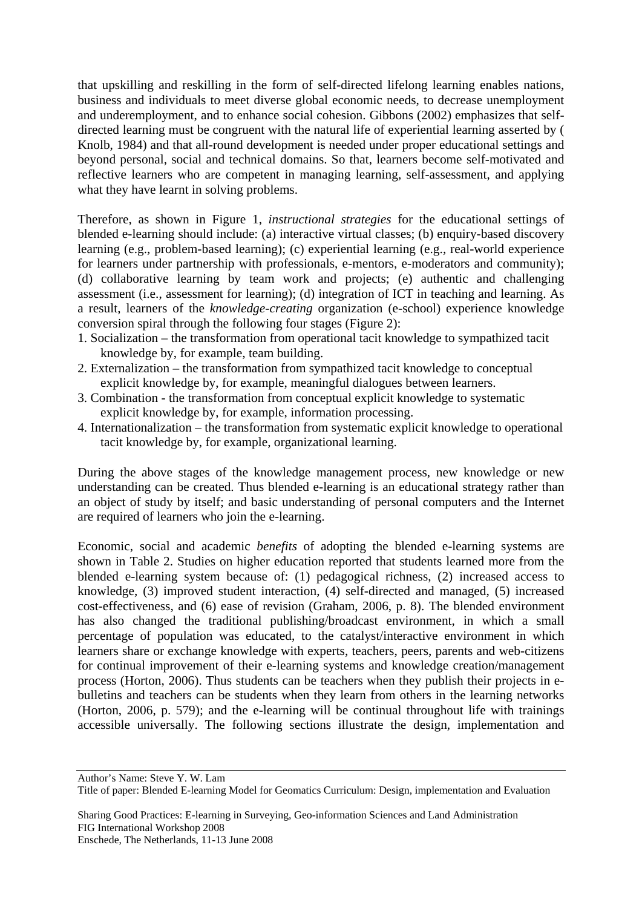that upskilling and reskilling in the form of self-directed lifelong learning enables nations, business and individuals to meet diverse global economic needs, to decrease unemployment and underemployment, and to enhance social cohesion. Gibbons (2002) emphasizes that self-directed learning must be congruent with the natural life of experiential learning asserted by ( Knolb, 1984) and that all-round development is needed under proper educational settings and beyond personal, social and technical domains. So that, learners become self-motivated and reflective learners who are competent in managing learning, self-assessment, and applying what they have learnt in solving problems.

Therefore, as shown in Figure 1, *instructional strategies* for the educational settings of blended e-learning should include: (a) interactive virtual classes; (b) enquiry-based discovery learning (e.g., problem-based learning); (c) experiential learning (e.g., real-world experience for learners under partnership with professionals, e-mentors, e-moderators and community); (d) collaborative learning by team work and projects; (e) authentic and challenging assessment (i.e., assessment for learning); (d) integration of ICT in teaching and learning. As a result, learners of the *knowledge-creating* organization (e-school) experience knowledge conversion spiral through the following four stages (Figure 2):

1. Socialization – the transformation from operational tacit knowledge to sympathized tacit knowledge by, for example, team building.
2. Externalization – the transformation from sympathized tacit knowledge to conceptual explicit knowledge by, for example, meaningful dialogues between learners.
3. Combination - the transformation from conceptual explicit knowledge to systematic explicit knowledge by, for example, information processing.
4. Internationalization – the transformation from systematic explicit knowledge to operational tacit knowledge by, for example, organizational learning.

During the above stages of the knowledge management process, new knowledge or new understanding can be created. Thus blended e-learning is an educational strategy rather than an object of study by itself; and basic understanding of personal computers and the Internet are required of learners who join the e-learning.

Economic, social and academic *benefits* of adopting the blended e-learning systems are shown in Table 2. Studies on higher education reported that students learned more from the blended e-learning system because of: (1) pedagogical richness, (2) increased access to knowledge, (3) improved student interaction, (4) self-directed and managed, (5) increased cost-effectiveness, and (6) ease of revision (Graham, 2006, p. 8). The blended environment has also changed the traditional publishing/broadcast environment, in which a small percentage of population was educated, to the catalyst/interactive environment in which learners share or exchange knowledge with experts, teachers, peers, parents and web-citizens for continual improvement of their e-learning systems and knowledge creation/management process (Horton, 2006). Thus students can be teachers when they publish their projects in e-bulletins and teachers can be students when they learn from others in the learning networks (Horton, 2006, p. 579); and the e-learning will be continual throughout life with trainings accessible universally. The following sections illustrate the design, implementation and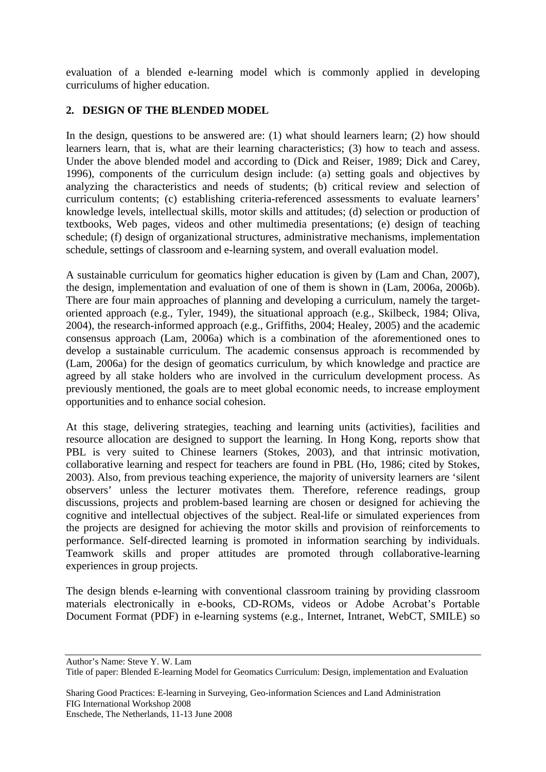evaluation of a blended e-learning model which is commonly applied in developing curriculums of higher education.

## 2. DESIGN OF THE BLENDED MODEL

In the design, questions to be answered are: (1) what should learners learn; (2) how should learners learn, that is, what are their learning characteristics; (3) how to teach and assess. Under the above blended model and according to (Dick and Reiser, 1989; Dick and Carey, 1996), components of the curriculum design include: (a) setting goals and objectives by analyzing the characteristics and needs of students; (b) critical review and selection of curriculum contents; (c) establishing criteria-referenced assessments to evaluate learners' knowledge levels, intellectual skills, motor skills and attitudes; (d) selection or production of textbooks, Web pages, videos and other multimedia presentations; (e) design of teaching schedule; (f) design of organizational structures, administrative mechanisms, implementation schedule, settings of classroom and e-learning system, and overall evaluation model.

A sustainable curriculum for geomatics higher education is given by (Lam and Chan, 2007), the design, implementation and evaluation of one of them is shown in (Lam, 2006a, 2006b). There are four main approaches of planning and developing a curriculum, namely the target-oriented approach (e.g., Tyler, 1949), the situational approach (e.g., Skilbeck, 1984; Oliva, 2004), the research-informed approach (e.g., Griffiths, 2004; Healey, 2005) and the academic consensus approach (Lam, 2006a) which is a combination of the aforementioned ones to develop a sustainable curriculum. The academic consensus approach is recommended by (Lam, 2006a) for the design of geomatics curriculum, by which knowledge and practice are agreed by all stake holders who are involved in the curriculum development process. As previously mentioned, the goals are to meet global economic needs, to increase employment opportunities and to enhance social cohesion.

At this stage, delivering strategies, teaching and learning units (activities), facilities and resource allocation are designed to support the learning. In Hong Kong, reports show that PBL is very suited to Chinese learners (Stokes, 2003), and that intrinsic motivation, collaborative learning and respect for teachers are found in PBL (Ho, 1986; cited by Stokes, 2003). Also, from previous teaching experience, the majority of university learners are 'silent observers' unless the lecturer motivates them. Therefore, reference readings, group discussions, projects and problem-based learning are chosen or designed for achieving the cognitive and intellectual objectives of the subject. Real-life or simulated experiences from the projects are designed for achieving the motor skills and provision of reinforcements to performance. Self-directed learning is promoted in information searching by individuals. Teamwork skills and proper attitudes are promoted through collaborative-learning experiences in group projects.

The design blends e-learning with conventional classroom training by providing classroom materials electronically in e-books, CD-ROMs, videos or Adobe Acrobat's Portable Document Format (PDF) in e-learning systems (e.g., Internet, Intranet, WebCT, SMILE) so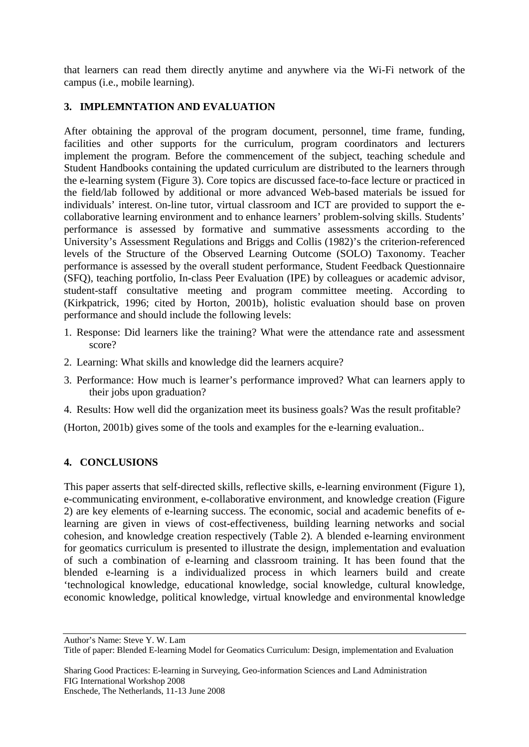that learners can read them directly anytime and anywhere via the Wi-Fi network of the campus (i.e., mobile learning).

## 3. IMPLEMNTATION AND EVALUATION

After obtaining the approval of the program document, personnel, time frame, funding, facilities and other supports for the curriculum, program coordinators and lecturers implement the program. Before the commencement of the subject, teaching schedule and Student Handbooks containing the updated curriculum are distributed to the learners through the e-learning system (Figure 3). Core topics are discussed face-to-face lecture or practiced in the field/lab followed by additional or more advanced Web-based materials be issued for individuals' interest. On-line tutor, virtual classroom and ICT are provided to support the e-collaborative learning environment and to enhance learners' problem-solving skills. Students' performance is assessed by formative and summative assessments according to the University's Assessment Regulations and Briggs and Collis (1982)'s the criterion-referenced levels of the Structure of the Observed Learning Outcome (SOLO) Taxonomy. Teacher performance is assessed by the overall student performance, Student Feedback Questionnaire (SFQ), teaching portfolio, In-class Peer Evaluation (IPE) by colleagues or academic advisor, student-staff consultative meeting and program committee meeting. According to (Kirkpatrick, 1996; cited by Horton, 2001b), holistic evaluation should base on proven performance and should include the following levels:

1. Response: Did learners like the training? What were the attendance rate and assessment score?
2. Learning: What skills and knowledge did the learners acquire?
3. Performance: How much is learner's performance improved? What can learners apply to their jobs upon graduation?
4. Results: How well did the organization meet its business goals? Was the result profitable?

(Horton, 2001b) gives some of the tools and examples for the e-learning evaluation..

## 4. CONCLUSIONS

This paper asserts that self-directed skills, reflective skills, e-learning environment (Figure 1), e-communicating environment, e-collaborative environment, and knowledge creation (Figure 2) are key elements of e-learning success. The economic, social and academic benefits of e-learning are given in views of cost-effectiveness, building learning networks and social cohesion, and knowledge creation respectively (Table 2). A blended e-learning environment for geomatics curriculum is presented to illustrate the design, implementation and evaluation of such a combination of e-learning and classroom training. It has been found that the blended e-learning is a individualized process in which learners build and create 'technological knowledge, educational knowledge, social knowledge, cultural knowledge, economic knowledge, political knowledge, virtual knowledge and environmental knowledge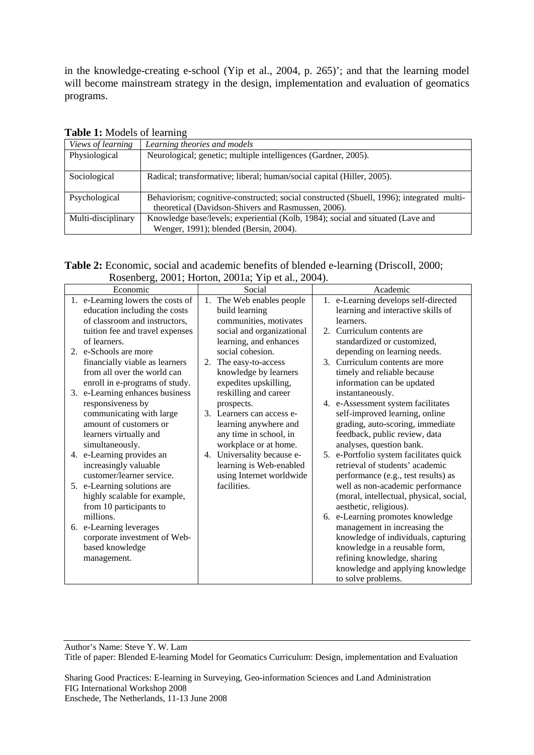in the knowledge-creating e-school (Yip et al., 2004, p. 265)'; and that the learning model will become mainstream strategy in the design, implementation and evaluation of geomatics programs.

**Table 1:** Models of learning

| *Views of learning* | *Learning theories and models* |
|---|---|
| Physiological | Neurological; genetic; multiple intelligences (Gardner, 2005). |
| Sociological | Radical; transformative; liberal; human/social capital (Hiller, 2005). |
| Psychological | Behaviorism; cognitive-constructed; social constructed (Shuell, 1996); integrated multi-theoretical (Davidson-Shivers and Rasmussen, 2006). |
| Multi-disciplinary | Knowledge base/levels; experiential (Kolb, 1984); social and situated (Lave and Wenger, 1991); blended (Bersin, 2004). |

**Table 2:** Economic, social and academic benefits of blended e-learning (Driscoll, 2000; Rosenberg, 2001; Horton, 2001a; Yip et al., 2004).

| Economic | Social | Academic |
|---|---|---|
| 1. e-Learning lowers the costs of education including the costs of classroom and instructors, tuition fee and travel expenses of learners.<br>2. e-Schools are more financially viable as learners from all over the world can enroll in e-programs of study.<br>3. e-Learning enhances business responsiveness by communicating with large amount of customers or learners virtually and simultaneously.<br>4. e-Learning provides an increasingly valuable customer/learner service.<br>5. e-Learning solutions are highly scalable for example, from 10 participants to millions.<br>6. e-Learning leverages corporate investment of Web-based knowledge management. | 1. The Web enables people build learning communities, motivates social and organizational learning, and enhances social cohesion.<br>2. The easy-to-access knowledge by learners expedites upskilling, reskilling and career prospects.<br>3. Learners can access e-learning anywhere and any time in school, in workplace or at home.<br>4. Universality because e-learning is Web-enabled using Internet worldwide facilities. | 1. e-Learning develops self-directed learning and interactive skills of learners.<br>2. Curriculum contents are standardized or customized, depending on learning needs.<br>3. Curriculum contents are more timely and reliable because information can be updated instantaneously.<br>4. e-Assessment system facilitates self-improved learning, online grading, auto-scoring, immediate feedback, public review, data analyses, question bank.<br>5. e-Portfolio system facilitates quick retrieval of students' academic performance (e.g., test results) as well as non-academic performance (moral, intellectual, physical, social, aesthetic, religious).<br>6. e-Learning promotes knowledge management in increasing the knowledge of individuals, capturing knowledge in a reusable form, refining knowledge, sharing knowledge and applying knowledge to solve problems. |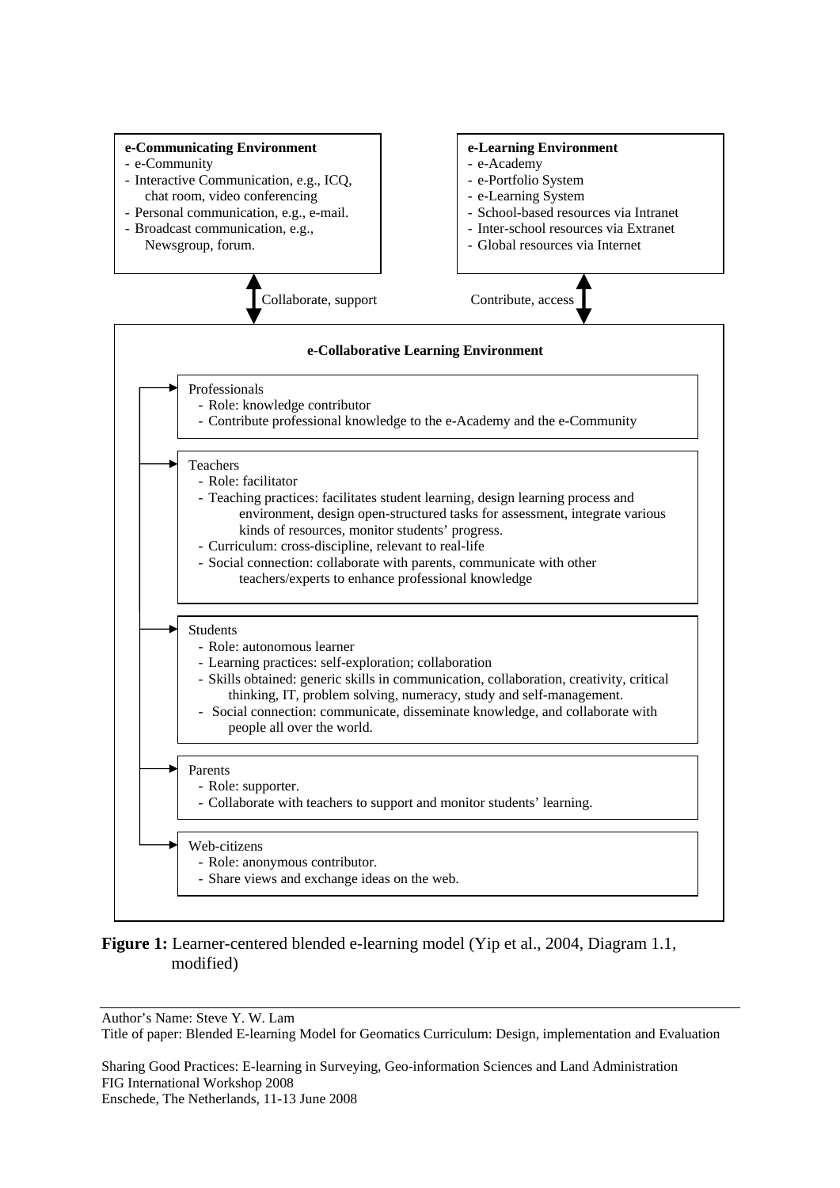**e-Communicating Environment**
- e-Community
- Interactive Communication, e.g., ICQ, chat room, video conferencing
- Personal communication, e.g., e-mail.
- Broadcast communication, e.g., Newsgroup, forum.

**e-Learning Environment**
- e-Academy
- e-Portfolio System
- e-Learning System
- School-based resources via Intranet
- Inter-school resources via Extranet
- Global resources via Internet

Collaborate, support

Contribute, access

**e-Collaborative Learning Environment**

Professionals
- Role: knowledge contributor
- Contribute professional knowledge to the e-Academy and the e-Community

Teachers
- Role: facilitator
- Teaching practices: facilitates student learning, design learning process and environment, design open-structured tasks for assessment, integrate various kinds of resources, monitor students' progress.
- Curriculum: cross-discipline, relevant to real-life
- Social connection: collaborate with parents, communicate with other teachers/experts to enhance professional knowledge

Students
- Role: autonomous learner
- Learning practices: self-exploration; collaboration
- Skills obtained: generic skills in communication, collaboration, creativity, critical thinking, IT, problem solving, numeracy, study and self-management.
- Social connection: communicate, disseminate knowledge, and collaborate with people all over the world.

Parents
- Role: supporter.
- Collaborate with teachers to support and monitor students' learning.

Web-citizens
- Role: anonymous contributor.
- Share views and exchange ideas on the web.

**Figure 1:** Learner-centered blended e-learning model (Yip et al., 2004, Diagram 1.1, modified)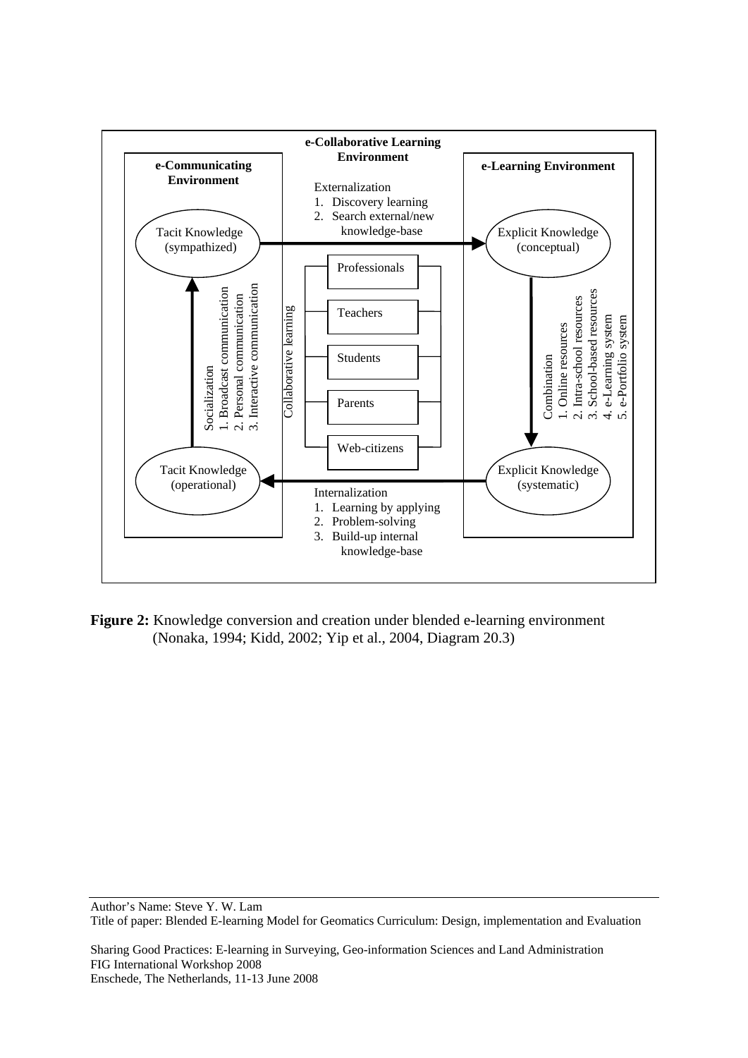e-Collaborative Learning Environment

e-Communicating Environment

e-Learning Environment

Tacit Knowledge (sympathized)

Externalization
1. Discovery learning
2. Search external/new knowledge-base

Explicit Knowledge (conceptual)

Socialization
1. Broadcast communication
2. Personal communication
3. Interactive communication

Collaborative learning

Professionals

Teachers

Students

Parents

Web-citizens

Combination
1. Online resources
2. Intra-school resources
3. School-based resources
4. e-Learning system
5. e-Portfolio system

Tacit Knowledge (operational)

Internalization
1. Learning by applying
2. Problem-solving
3. Build-up internal knowledge-base

Explicit Knowledge (systematic)

**Figure 2:** Knowledge conversion and creation under blended e-learning environment (Nonaka, 1994; Kidd, 2002; Yip et al., 2004, Diagram 20.3)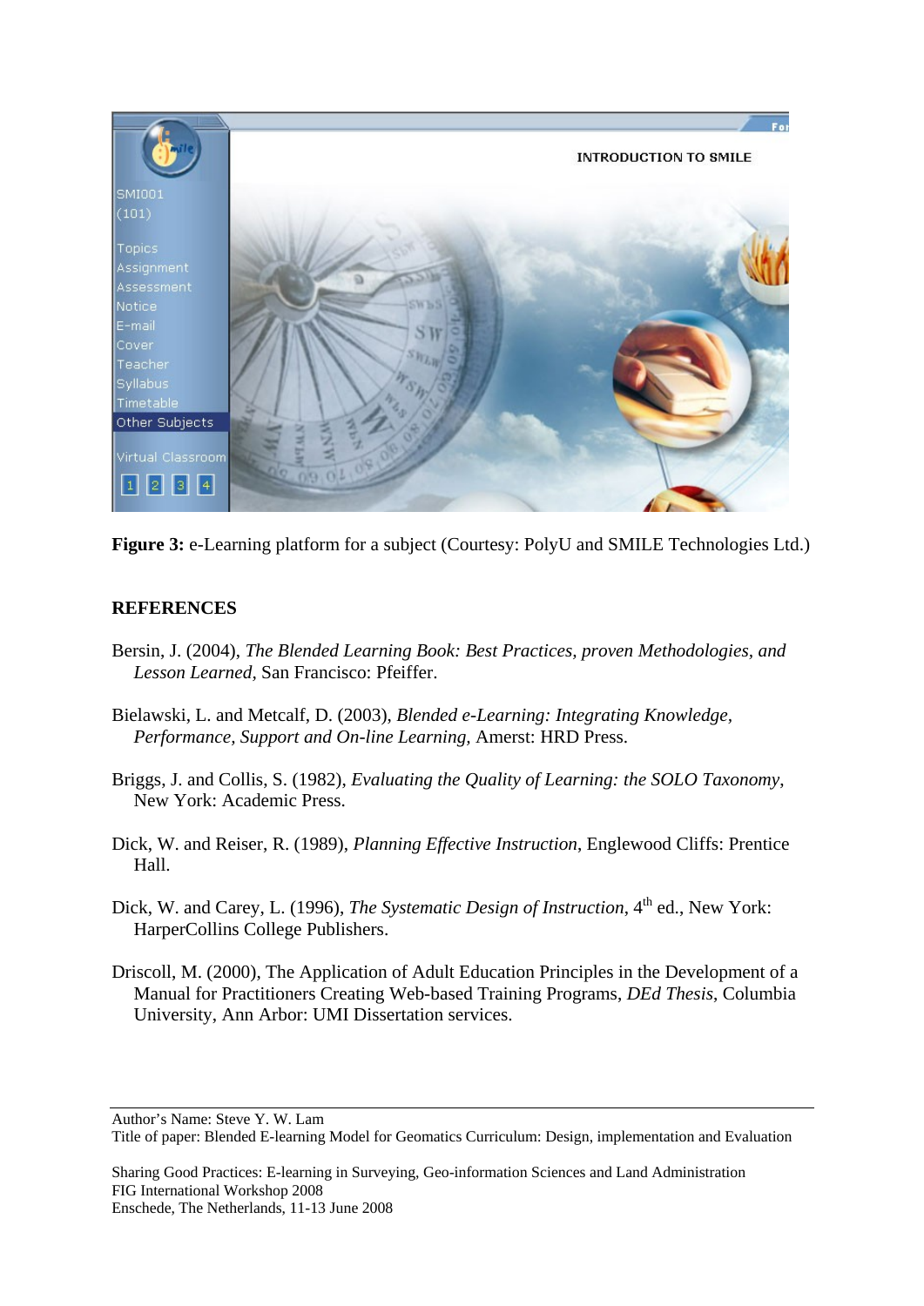**Figure 3:** e-Learning platform for a subject (Courtesy: PolyU and SMILE Technologies Ltd.)

## REFERENCES

Bersin, J. (2004), *The Blended Learning Book: Best Practices, proven Methodologies, and Lesson Learned*, San Francisco: Pfeiffer.

Bielawski, L. and Metcalf, D. (2003), *Blended e-Learning: Integrating Knowledge, Performance, Support and On-line Learning*, Amerst: HRD Press.

Briggs, J. and Collis, S. (1982), *Evaluating the Quality of Learning: the SOLO Taxonomy*, New York: Academic Press.

Dick, W. and Reiser, R. (1989), *Planning Effective Instruction*, Englewood Cliffs: Prentice Hall.

Dick, W. and Carey, L. (1996), *The Systematic Design of Instruction*, 4th ed., New York: HarperCollins College Publishers.

Driscoll, M. (2000), The Application of Adult Education Principles in the Development of a Manual for Practitioners Creating Web-based Training Programs, *DEd Thesis*, Columbia University, Ann Arbor: UMI Dissertation services.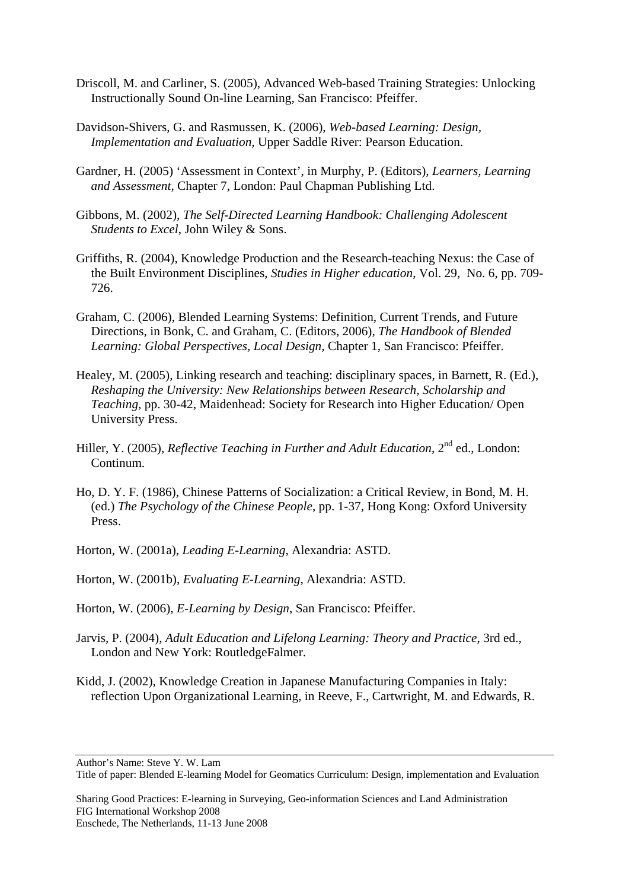Driscoll, M. and Carliner, S. (2005), Advanced Web-based Training Strategies: Unlocking Instructionally Sound On-line Learning, San Francisco: Pfeiffer.

Davidson-Shivers, G. and Rasmussen, K. (2006), *Web-based Learning: Design, Implementation and Evaluation*, Upper Saddle River: Pearson Education.

Gardner, H. (2005) 'Assessment in Context', in Murphy, P. (Editors), *Learners, Learning and Assessment*, Chapter 7, London: Paul Chapman Publishing Ltd.

Gibbons, M. (2002), *The Self-Directed Learning Handbook: Challenging Adolescent Students to Excel*, John Wiley & Sons.

Griffiths, R. (2004), Knowledge Production and the Research-teaching Nexus: the Case of the Built Environment Disciplines, *Studies in Higher education*, Vol. 29, No. 6, pp. 709-726.

Graham, C. (2006), Blended Learning Systems: Definition, Current Trends, and Future Directions, in Bonk, C. and Graham, C. (Editors, 2006), *The Handbook of Blended Learning: Global Perspectives, Local Design*, Chapter 1, San Francisco: Pfeiffer.

Healey, M. (2005), Linking research and teaching: disciplinary spaces, in Barnett, R. (Ed.), *Reshaping the University: New Relationships between Research, Scholarship and Teaching*, pp. 30-42, Maidenhead: Society for Research into Higher Education/ Open University Press.

Hiller, Y. (2005), *Reflective Teaching in Further and Adult Education*, 2nd ed., London: Continum.

Ho, D. Y. F. (1986), Chinese Patterns of Socialization: a Critical Review, in Bond, M. H. (ed.) *The Psychology of the Chinese People*, pp. 1-37, Hong Kong: Oxford University Press.

Horton, W. (2001a), *Leading E-Learning*, Alexandria: ASTD.

Horton, W. (2001b), *Evaluating E-Learning*, Alexandria: ASTD.

Horton, W. (2006), *E-Learning by Design*, San Francisco: Pfeiffer.

Jarvis, P. (2004), *Adult Education and Lifelong Learning: Theory and Practice*, 3rd ed., London and New York: RoutledgeFalmer.

Kidd, J. (2002), Knowledge Creation in Japanese Manufacturing Companies in Italy: reflection Upon Organizational Learning, in Reeve, F., Cartwright, M. and Edwards, R.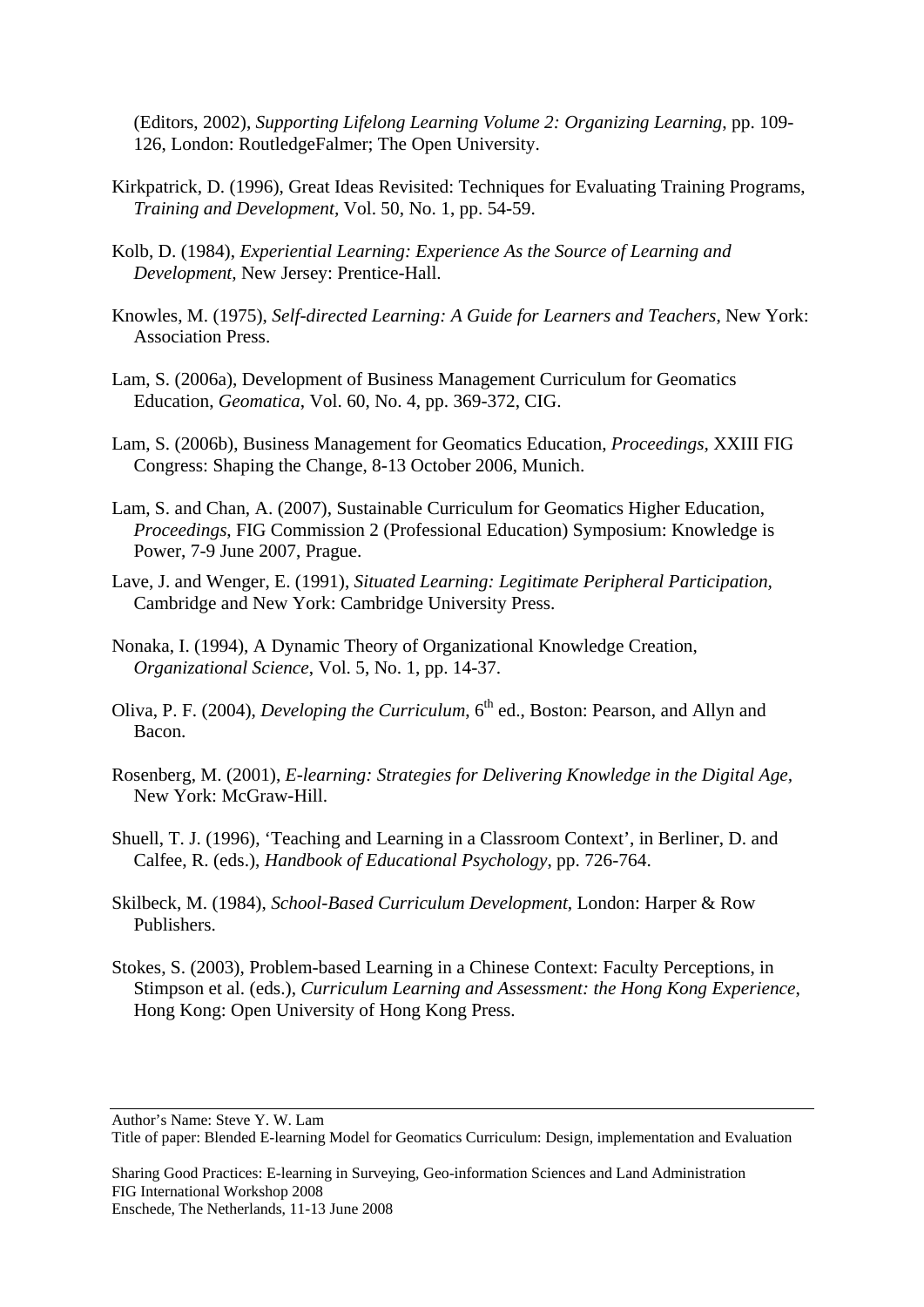(Editors, 2002), *Supporting Lifelong Learning Volume 2: Organizing Learning*, pp. 109-126, London: RoutledgeFalmer; The Open University.

Kirkpatrick, D. (1996), Great Ideas Revisited: Techniques for Evaluating Training Programs, *Training and Development,* Vol. 50, No. 1, pp. 54-59.

Kolb, D. (1984), *Experiential Learning: Experience As the Source of Learning and Development*, New Jersey: Prentice-Hall.

Knowles, M. (1975), *Self-directed Learning: A Guide for Learners and Teachers*, New York: Association Press.

Lam, S. (2006a), Development of Business Management Curriculum for Geomatics Education, *Geomatica*, Vol. 60, No. 4, pp. 369-372, CIG.

Lam, S. (2006b), Business Management for Geomatics Education, *Proceedings*, XXIII FIG Congress: Shaping the Change, 8-13 October 2006, Munich.

Lam, S. and Chan, A. (2007), Sustainable Curriculum for Geomatics Higher Education, *Proceedings*, FIG Commission 2 (Professional Education) Symposium: Knowledge is Power, 7-9 June 2007, Prague.

Lave, J. and Wenger, E. (1991), *Situated Learning: Legitimate Peripheral Participation,* Cambridge and New York: Cambridge University Press.

Nonaka, I. (1994), A Dynamic Theory of Organizational Knowledge Creation, *Organizational Science*, Vol. 5, No. 1, pp. 14-37.

Oliva, P. F. (2004), *Developing the Curriculum*, 6th ed., Boston: Pearson, and Allyn and Bacon.

Rosenberg, M. (2001), *E-learning: Strategies for Delivering Knowledge in the Digital Age,* New York: McGraw-Hill.

Shuell, T. J. (1996), 'Teaching and Learning in a Classroom Context', in Berliner, D. and Calfee, R. (eds.), *Handbook of Educational Psychology*, pp. 726-764.

Skilbeck, M. (1984), *School-Based Curriculum Development,* London: Harper & Row Publishers.

Stokes, S. (2003), Problem-based Learning in a Chinese Context: Faculty Perceptions, in Stimpson et al. (eds.), *Curriculum Learning and Assessment: the Hong Kong Experience*, Hong Kong: Open University of Hong Kong Press.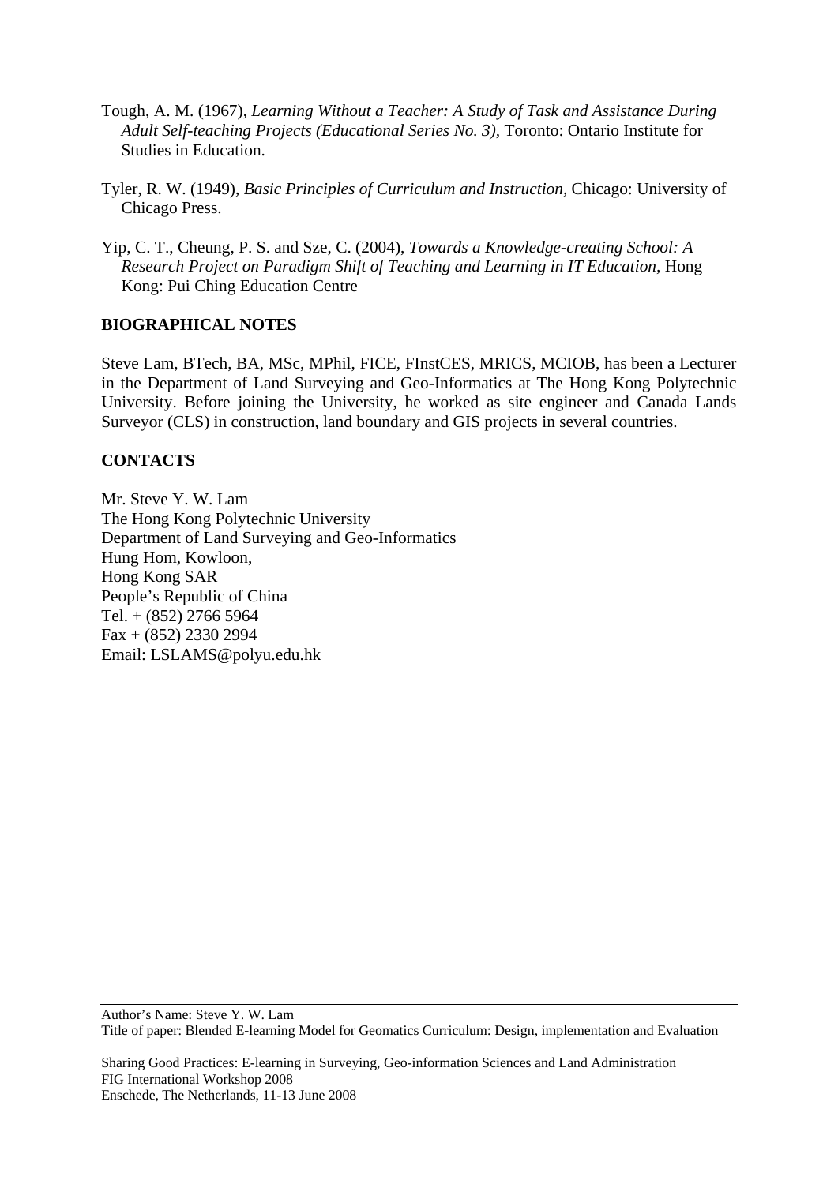Tough, A. M. (1967), *Learning Without a Teacher: A Study of Task and Assistance During Adult Self-teaching Projects (Educational Series No. 3)*, Toronto: Ontario Institute for Studies in Education.

Tyler, R. W. (1949), *Basic Principles of Curriculum and Instruction*, Chicago: University of Chicago Press.

Yip, C. T., Cheung, P. S. and Sze, C. (2004), *Towards a Knowledge-creating School: A Research Project on Paradigm Shift of Teaching and Learning in IT Education*, Hong Kong: Pui Ching Education Centre

## BIOGRAPHICAL NOTES

Steve Lam, BTech, BA, MSc, MPhil, FICE, FInstCES, MRICS, MCIOB, has been a Lecturer in the Department of Land Surveying and Geo-Informatics at The Hong Kong Polytechnic University. Before joining the University, he worked as site engineer and Canada Lands Surveyor (CLS) in construction, land boundary and GIS projects in several countries.

## CONTACTS

Mr. Steve Y. W. Lam
The Hong Kong Polytechnic University
Department of Land Surveying and Geo-Informatics
Hung Hom, Kowloon,
Hong Kong SAR
People's Republic of China
Tel. + (852) 2766 5964
Fax + (852) 2330 2994
Email: LSLAMS@polyu.edu.hk